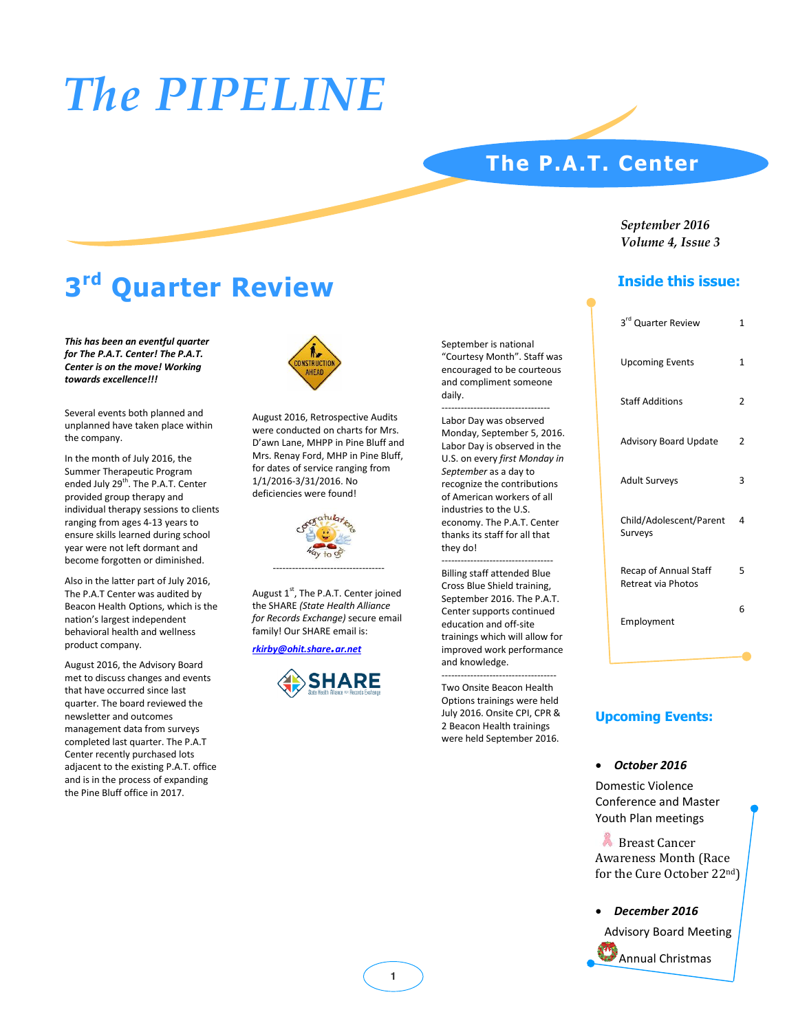# The PIPELINE

## The P.A.T. Center

*September 2016*
*Volume 4, Issue 3*

## 3rd Quarter Review

***This has been an eventful quarter for The P.A.T. Center! The P.A.T. Center is on the move! Working towards excellence!!!***

Several events both planned and unplanned have taken place within the company.

In the month of July 2016, the Summer Therapeutic Program ended July 29th. The P.A.T. Center provided group therapy and individual therapy sessions to clients ranging from ages 4-13 years to ensure skills learned during school year were not left dormant and become forgotten or diminished.

Also in the latter part of July 2016, The P.A.T Center was audited by Beacon Health Options, which is the nation's largest independent behavioral health and wellness product company.

August 2016, the Advisory Board met to discuss changes and events that have occurred since last quarter. The board reviewed the newsletter and outcomes management data from surveys completed last quarter. The P.A.T Center recently purchased lots adjacent to the existing P.A.T. office and is in the process of expanding the Pine Bluff office in 2017.

August 2016, Retrospective Audits were conducted on charts for Mrs. D'awn Lane, MHPP in Pine Bluff and Mrs. Renay Ford, MHP in Pine Bluff, for dates of service ranging from 1/1/2016-3/31/2016. No deficiencies were found!

-----------------------------------

August 1st, The P.A.T. Center joined the SHARE *(State Health Alliance for Records Exchange)* secure email family! Our SHARE email is:

***rkirby@ohit.share.ar.net***

September is national "Courtesy Month". Staff was encouraged to be courteous and compliment someone daily.

----------------------------------

Labor Day was observed Monday, September 5, 2016. Labor Day is observed in the U.S. on every *first Monday in September* as a day to recognize the contributions of American workers of all industries to the U.S. economy. The P.A.T. Center thanks its staff for all that they do!

-----------------------------------

Billing staff attended Blue Cross Blue Shield training, September 2016. The P.A.T. Center supports continued education and off-site trainings which will allow for improved work performance and knowledge.

-----------------------------------

Two Onsite Beacon Health Options trainings were held July 2016. Onsite CPI, CPR & 2 Beacon Health trainings were held September 2016.

## Inside this issue:

| | |
|---|---|
| 3rd Quarter Review | 1 |
| Upcoming Events | 1 |
| Staff Additions | 2 |
| Advisory Board Update | 2 |
| Adult Surveys | 3 |
| Child/Adolescent/Parent Surveys | 4 |
| Recap of Annual Staff Retreat via Photos | 5 |
| Employment | 6 |

## Upcoming Events:

- ***October 2016***

Domestic Violence Conference and Master Youth Plan meetings

Breast Cancer Awareness Month (Race for the Cure October 22nd)

- ***December 2016***

Advisory Board Meeting

Annual Christmas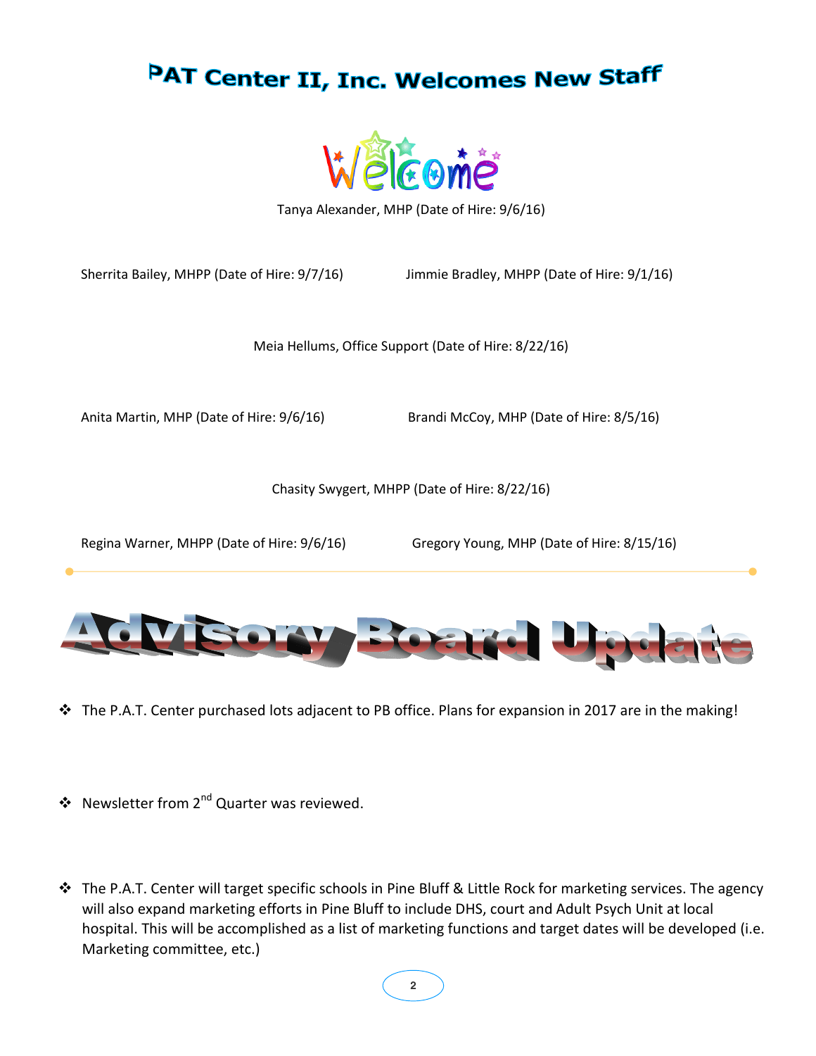# PAT Center II, Inc. Welcomes New Staff

Welcome

Tanya Alexander, MHP (Date of Hire: 9/6/16)

Sherrita Bailey, MHPP (Date of Hire: 9/7/16)

Jimmie Bradley, MHPP (Date of Hire: 9/1/16)

Meia Hellums, Office Support (Date of Hire: 8/22/16)

Anita Martin, MHP (Date of Hire: 9/6/16)

Brandi McCoy, MHP (Date of Hire: 8/5/16)

Chasity Swygert, MHPP (Date of Hire: 8/22/16)

Regina Warner, MHPP (Date of Hire: 9/6/16)

Gregory Young, MHP (Date of Hire: 8/15/16)

---

# Advisory Board Update

- The P.A.T. Center purchased lots adjacent to PB office. Plans for expansion in 2017 are in the making!

- Newsletter from 2nd Quarter was reviewed.

- The P.A.T. Center will target specific schools in Pine Bluff & Little Rock for marketing services. The agency will also expand marketing efforts in Pine Bluff to include DHS, court and Adult Psych Unit at local hospital. This will be accomplished as a list of marketing functions and target dates will be developed (i.e. Marketing committee, etc.)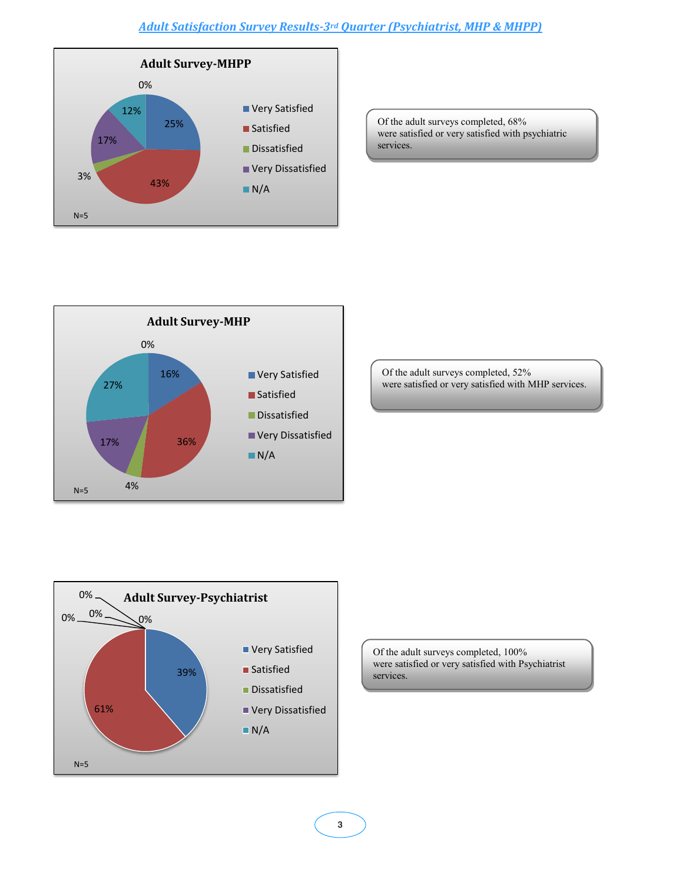# *Adult Satisfaction Survey Results-3rd Quarter (Psychiatrist, MHP & MHPP)*

**Adult Survey-MHPP**

| Response | Percentage |
|---|---|
| Very Satisfied | 25% |
| Satisfied | 43% |
| Dissatisfied | 3% |
| Very Dissatisfied | 17% |
| N/A | 12% |

0%

N=5

Of the adult surveys completed, 68% were satisfied or very satisfied with psychiatric services.

**Adult Survey-MHP**

| Response | Percentage |
|---|---|
| Very Satisfied | 16% |
| Satisfied | 36% |
| Dissatisfied | 4% |
| Very Dissatisfied | 17% |
| N/A | 27% |

0%

N=5

Of the adult surveys completed, 52% were satisfied or very satisfied with MHP services.

**Adult Survey-Psychiatrist**

| Response | Percentage |
|---|---|
| Very Satisfied | 39% |
| Satisfied | 61% |
| Dissatisfied | 0% |
| Very Dissatisfied | 0% |
| N/A | 0% |

0%

N=5

Of the adult surveys completed, 100% were satisfied or very satisfied with Psychiatrist services.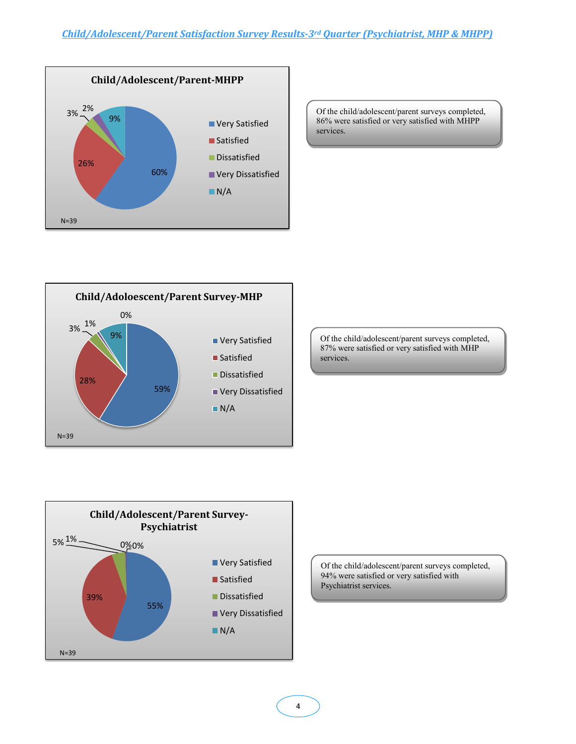## *Child/Adolescent/Parent Satisfaction Survey Results-3rd Quarter (Psychiatrist, MHP & MHPP)*

**Child/Adolescent/Parent-MHPP**

| Response | Percent |
| --- | --- |
| Very Satisfied | 60% |
| Satisfied | 26% |
| Dissatisfied | 3% |
| Very Dissatisfied | 2% |
| N/A | 9% |

N=39

Of the child/adolescent/parent surveys completed, 86% were satisfied or very satisfied with MHPP services.

**Child/Adoloescent/Parent Survey-MHP**

| Response | Percent |
| --- | --- |
| Very Satisfied | 59% |
| Satisfied | 28% |
| Dissatisfied | 3% |
| Very Dissatisfied | 1% |
| N/A | 9% |

0%

N=39

Of the child/adolescent/parent surveys completed, 87% were satisfied or very satisfied with MHP services.

**Child/Adolescent/Parent Survey-Psychiatrist**

| Response | Percent |
| --- | --- |
| Very Satisfied | 55% |
| Satisfied | 39% |
| Dissatisfied | 5% |
| Very Dissatisfied | 1% |
| N/A | 0% |

0%0%

N=39

Of the child/adolescent/parent surveys completed, 94% were satisfied or very satisfied with Psychiatrist services.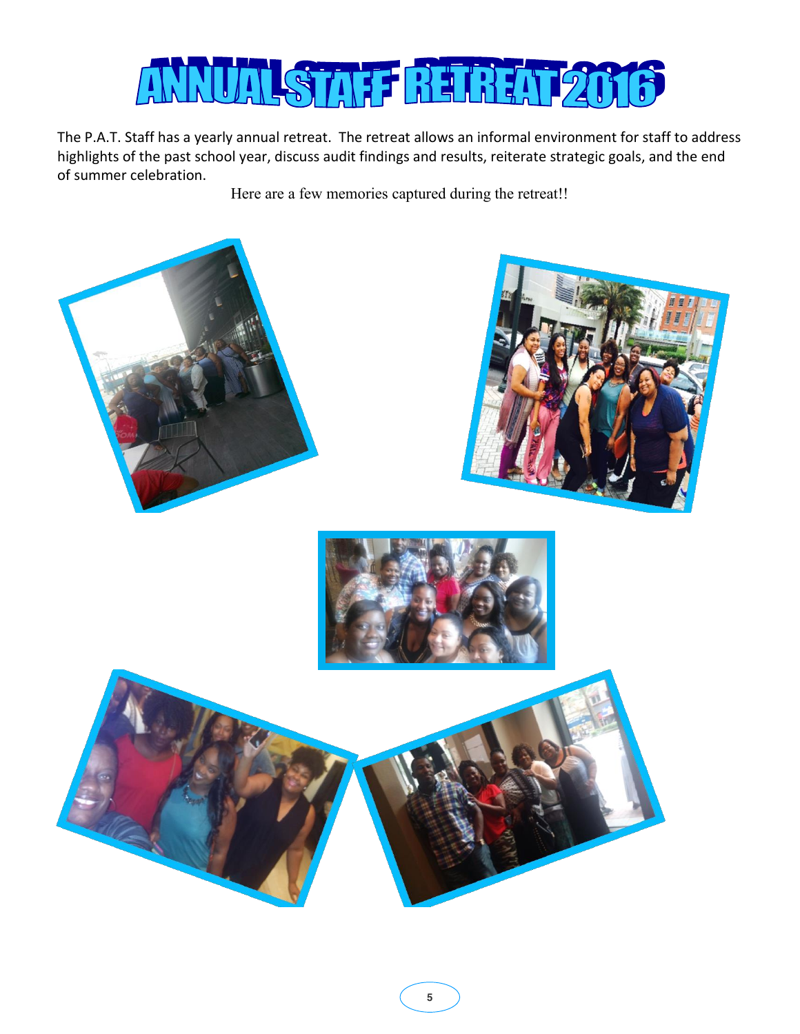# ANNUAL STAFF RETREAT 2016

The P.A.T. Staff has a yearly annual retreat. The retreat allows an informal environment for staff to address highlights of the past school year, discuss audit findings and results, reiterate strategic goals, and the end of summer celebration.

Here are a few memories captured during the retreat!!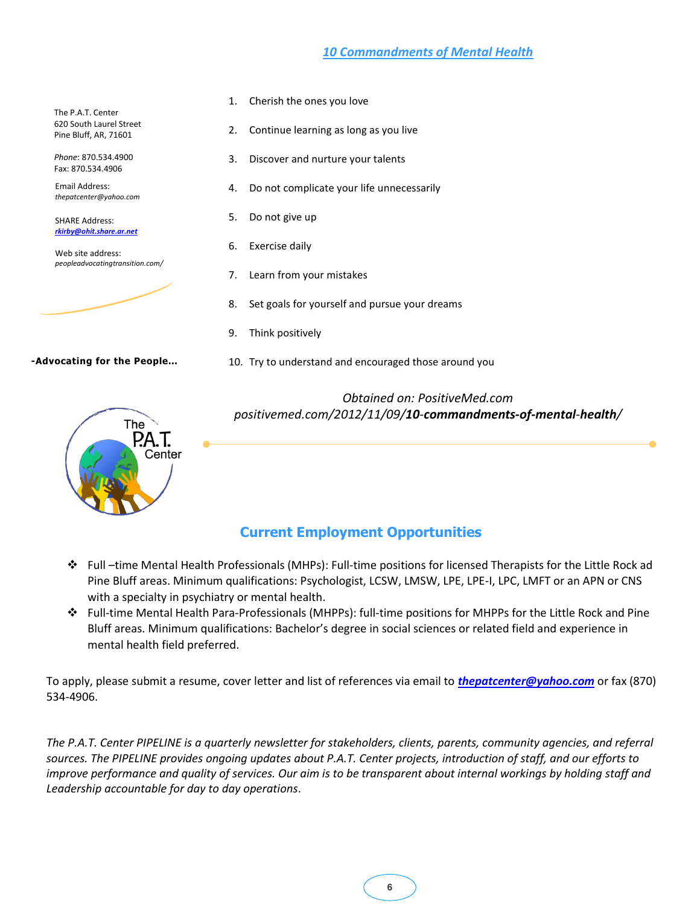## 10 Commandments of Mental Health

The P.A.T. Center
620 South Laurel Street
Pine Bluff, AR, 71601

*Phone*: 870.534.4900
Fax: 870.534.4906

Email Address:
*thepatcenter@yahoo.com*

SHARE Address:
***rkirby@ohit.share.ar.net***

Web site address:
*peopleadvocatingtransition.com/*

**-Advocating for the People…**

1. Cherish the ones you love
2. Continue learning as long as you live
3. Discover and nurture your talents
4. Do not complicate your life unnecessarily
5. Do not give up
6. Exercise daily
7. Learn from your mistakes
8. Set goals for yourself and pursue your dreams
9. Think positively
10. Try to understand and encouraged those around you

*Obtained on: PositiveMed.com*
*positivemed.com/2012/11/09/**10-commandments-of-mental-health**/*

The P.A.T. Center

## Current Employment Opportunities

- Full –time Mental Health Professionals (MHPs): Full-time positions for licensed Therapists for the Little Rock ad Pine Bluff areas. Minimum qualifications: Psychologist, LCSW, LMSW, LPE, LPE-I, LPC, LMFT or an APN or CNS with a specialty in psychiatry or mental health.
- Full-time Mental Health Para-Professionals (MHPPs): full-time positions for MHPPs for the Little Rock and Pine Bluff areas. Minimum qualifications: Bachelor's degree in social sciences or related field and experience in mental health field preferred.

To apply, please submit a resume, cover letter and list of references via email to ***thepatcenter@yahoo.com*** or fax (870) 534-4906.

*The P.A.T. Center PIPELINE is a quarterly newsletter for stakeholders, clients, parents, community agencies, and referral sources. The PIPELINE provides ongoing updates about P.A.T. Center projects, introduction of staff, and our efforts to improve performance and quality of services. Our aim is to be transparent about internal workings by holding staff and Leadership accountable for day to day operations.*